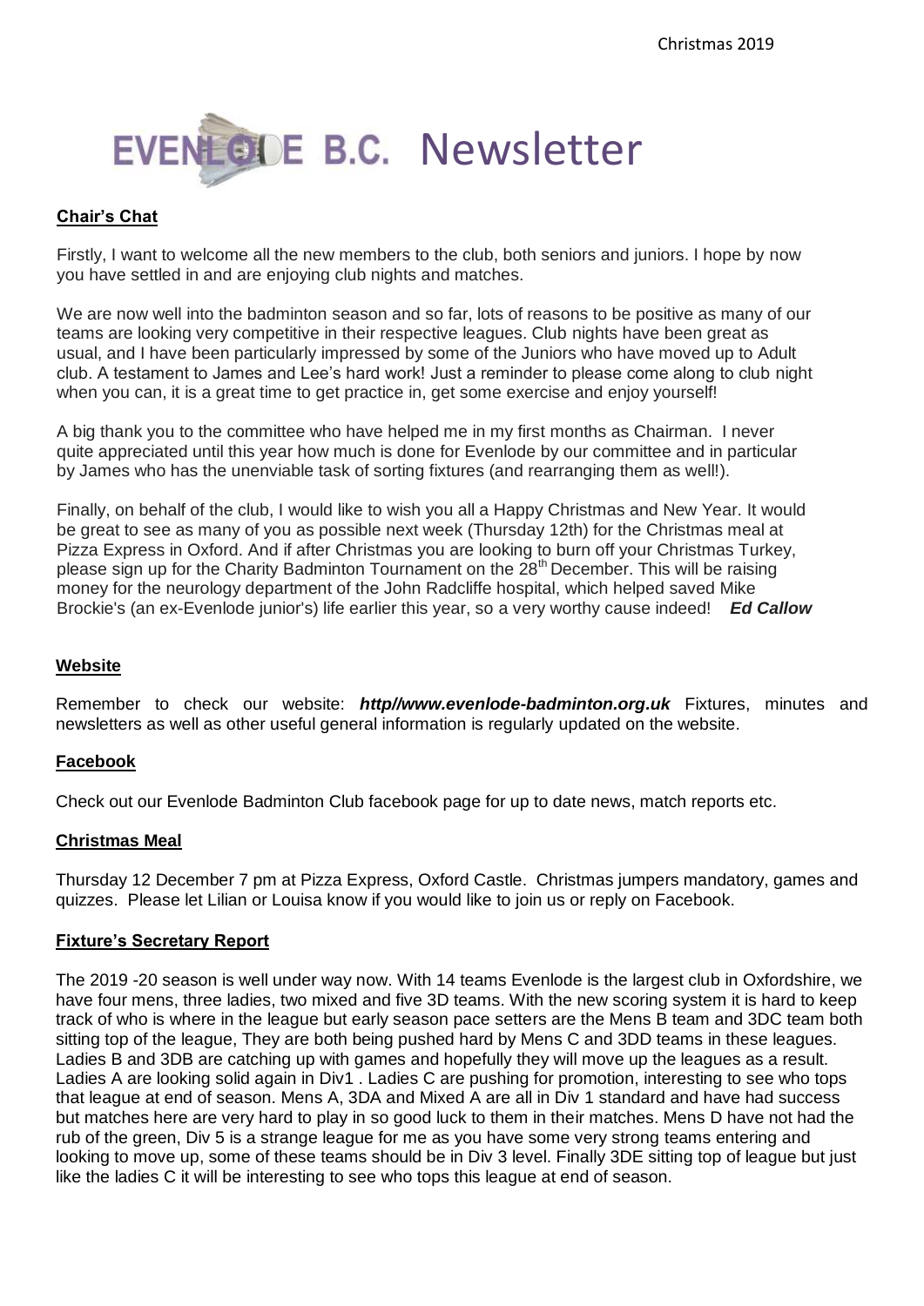Christmas 2019

# EVENLODE B.C. Newsletter

**Chair's Chat**

Firstly, I want to welcome all the new members to the club, both seniors and juniors. I hope by now you have settled in and are enjoying club nights and matches.

We are now well into the badminton season and so far, lots of reasons to be positive as many of our teams are looking very competitive in their respective leagues. Club nights have been great as usual, and I have been particularly impressed by some of the Juniors who have moved up to Adult club. A testament to James and Lee's hard work! Just a reminder to please come along to club night when you can, it is a great time to get practice in, get some exercise and enjoy yourself!

A big thank you to the committee who have helped me in my first months as Chairman. I never quite appreciated until this year how much is done for Evenlode by our committee and in particular by James who has the unenviable task of sorting fixtures (and rearranging them as well!).

Finally, on behalf of the club, I would like to wish you all a Happy Christmas and New Year. It would be great to see as many of you as possible next week (Thursday 12th) for the Christmas meal at Pizza Express in Oxford. And if after Christmas you are looking to burn off your Christmas Turkey, please sign up for the Charity Badminton Tournament on the 28th December. This will be raising money for the neurology department of the John Radcliffe hospital, which helped saved Mike Brockie's (an ex-Evenlode junior's) life earlier this year, so a very worthy cause indeed! ***Ed Callow***

**Website**

Remember to check our website: ***http//www.evenlode-badminton.org.uk*** Fixtures, minutes and newsletters as well as other useful general information is regularly updated on the website.

**Facebook**

Check out our Evenlode Badminton Club facebook page for up to date news, match reports etc.

**Christmas Meal**

Thursday 12 December 7 pm at Pizza Express, Oxford Castle. Christmas jumpers mandatory, games and quizzes. Please let Lilian or Louisa know if you would like to join us or reply on Facebook.

**Fixture's Secretary Report**

The 2019 -20 season is well under way now. With 14 teams Evenlode is the largest club in Oxfordshire, we have four mens, three ladies, two mixed and five 3D teams. With the new scoring system it is hard to keep track of who is where in the league but early season pace setters are the Mens B team and 3DC team both sitting top of the league, They are both being pushed hard by Mens C and 3DD teams in these leagues. Ladies B and 3DB are catching up with games and hopefully they will move up the leagues as a result. Ladies A are looking solid again in Div1 . Ladies C are pushing for promotion, interesting to see who tops that league at end of season. Mens A, 3DA and Mixed A are all in Div 1 standard and have had success but matches here are very hard to play in so good luck to them in their matches. Mens D have not had the rub of the green, Div 5 is a strange league for me as you have some very strong teams entering and looking to move up, some of these teams should be in Div 3 level. Finally 3DE sitting top of league but just like the ladies C it will be interesting to see who tops this league at end of season.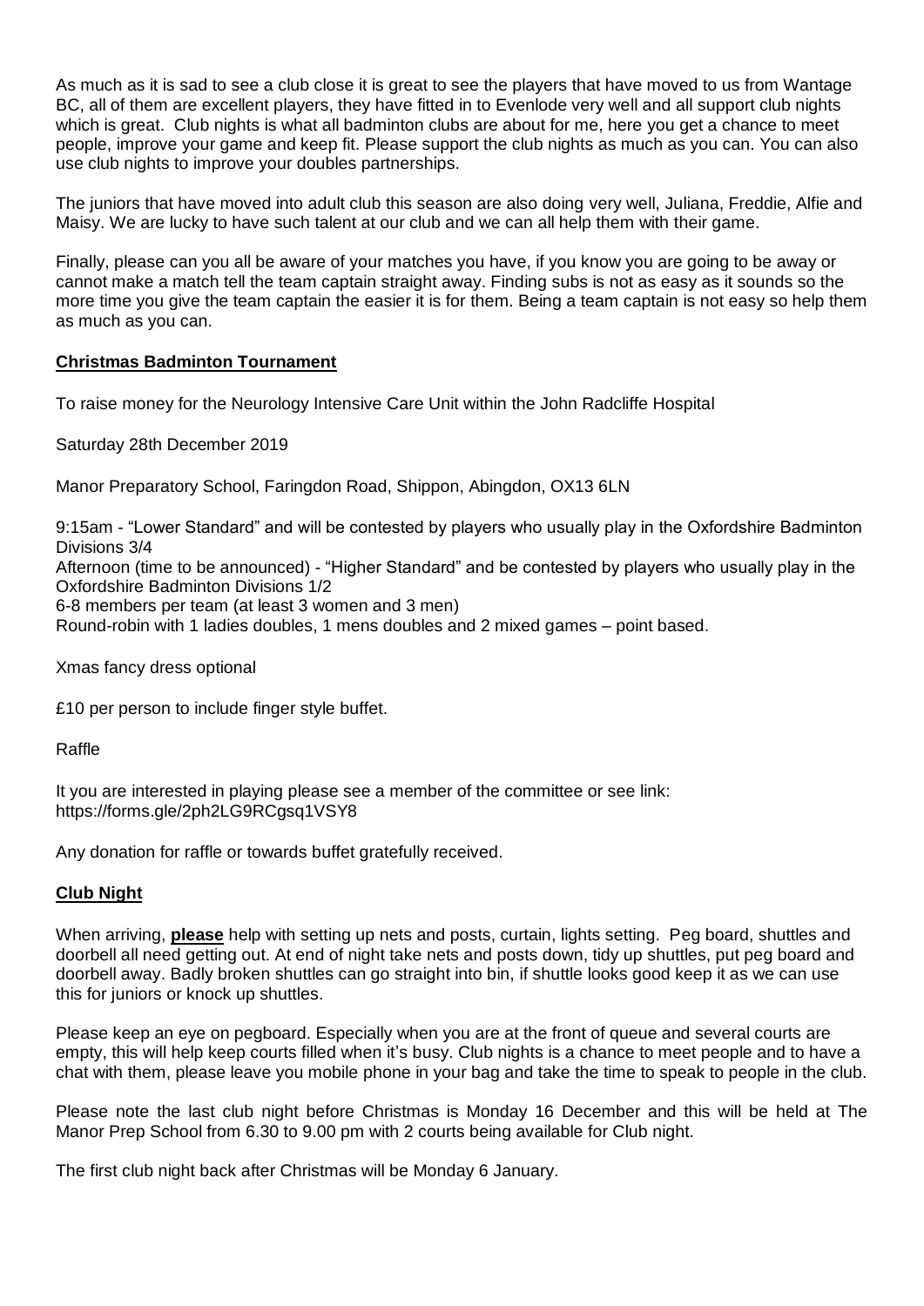As much as it is sad to see a club close it is great to see the players that have moved to us from Wantage BC, all of them are excellent players, they have fitted in to Evenlode very well and all support club nights which is great. Club nights is what all badminton clubs are about for me, here you get a chance to meet people, improve your game and keep fit. Please support the club nights as much as you can. You can also use club nights to improve your doubles partnerships.

The juniors that have moved into adult club this season are also doing very well, Juliana, Freddie, Alfie and Maisy. We are lucky to have such talent at our club and we can all help them with their game.

Finally, please can you all be aware of your matches you have, if you know you are going to be away or cannot make a match tell the team captain straight away. Finding subs is not as easy as it sounds so the more time you give the team captain the easier it is for them. Being a team captain is not easy so help them as much as you can.

## Christmas Badminton Tournament

To raise money for the Neurology Intensive Care Unit within the John Radcliffe Hospital

Saturday 28th December 2019

Manor Preparatory School, Faringdon Road, Shippon, Abingdon, OX13 6LN

9:15am - "Lower Standard" and will be contested by players who usually play in the Oxfordshire Badminton Divisions 3/4
Afternoon (time to be announced) - "Higher Standard" and be contested by players who usually play in the Oxfordshire Badminton Divisions 1/2
6-8 members per team (at least 3 women and 3 men)
Round-robin with 1 ladies doubles, 1 mens doubles and 2 mixed games – point based.

Xmas fancy dress optional

£10 per person to include finger style buffet.

Raffle

It you are interested in playing please see a member of the committee or see link:
https://forms.gle/2ph2LG9RCgsq1VSY8

Any donation for raffle or towards buffet gratefully received.

## Club Night

When arriving, **please** help with setting up nets and posts, curtain, lights setting. Peg board, shuttles and doorbell all need getting out. At end of night take nets and posts down, tidy up shuttles, put peg board and doorbell away. Badly broken shuttles can go straight into bin, if shuttle looks good keep it as we can use this for juniors or knock up shuttles.

Please keep an eye on pegboard. Especially when you are at the front of queue and several courts are empty, this will help keep courts filled when it's busy. Club nights is a chance to meet people and to have a chat with them, please leave you mobile phone in your bag and take the time to speak to people in the club.

Please note the last club night before Christmas is Monday 16 December and this will be held at The Manor Prep School from 6.30 to 9.00 pm with 2 courts being available for Club night.

The first club night back after Christmas will be Monday 6 January.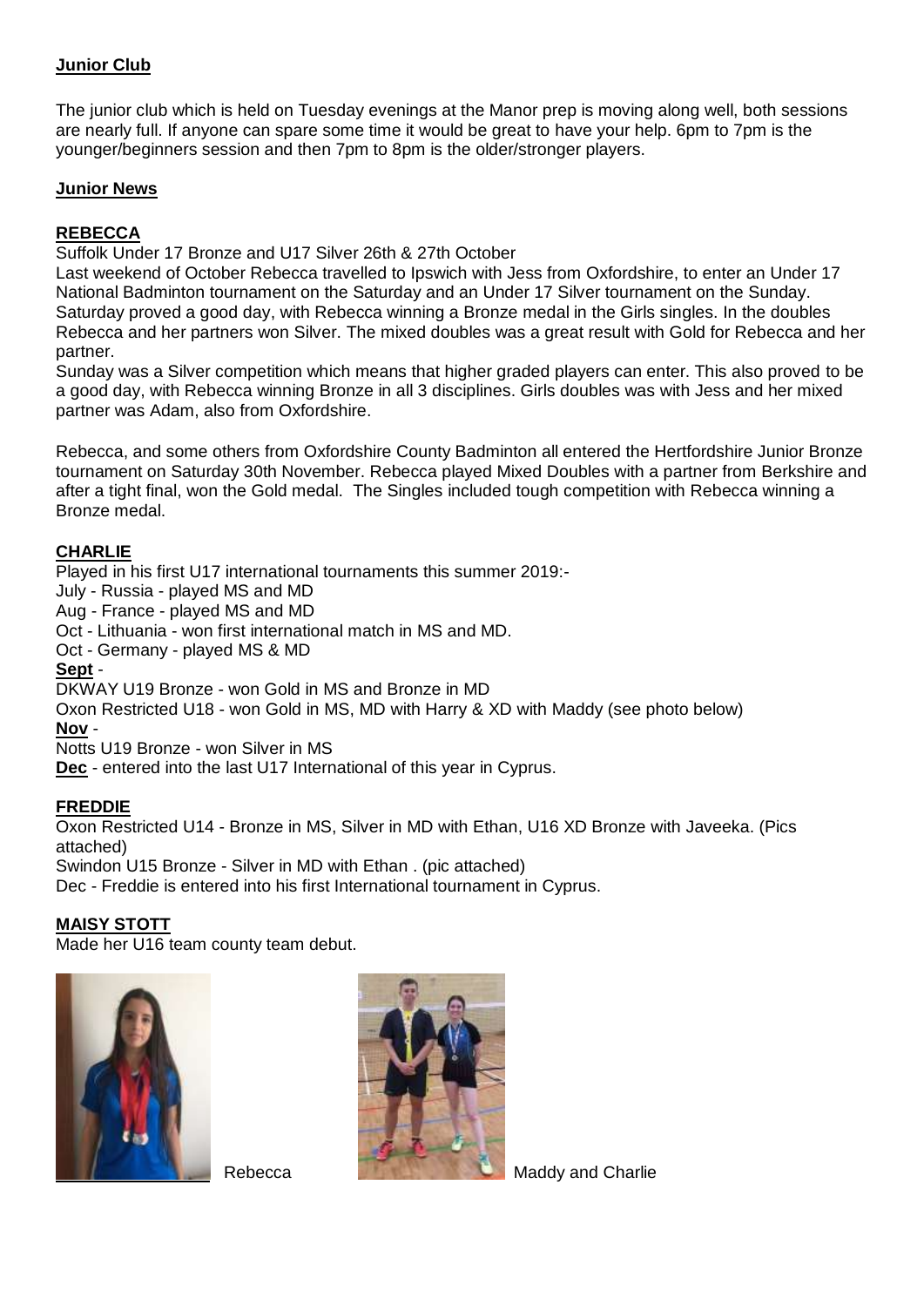## Junior Club

The junior club which is held on Tuesday evenings at the Manor prep is moving along well, both sessions are nearly full. If anyone can spare some time it would be great to have your help. 6pm to 7pm is the younger/beginners session and then 7pm to 8pm is the older/stronger players.

## Junior News

### REBECCA

Suffolk Under 17 Bronze and U17 Silver 26th & 27th October

Last weekend of October Rebecca travelled to Ipswich with Jess from Oxfordshire, to enter an Under 17 National Badminton tournament on the Saturday and an Under 17 Silver tournament on the Sunday. Saturday proved a good day, with Rebecca winning a Bronze medal in the Girls singles. In the doubles Rebecca and her partners won Silver. The mixed doubles was a great result with Gold for Rebecca and her partner.

Sunday was a Silver competition which means that higher graded players can enter. This also proved to be a good day, with Rebecca winning Bronze in all 3 disciplines. Girls doubles was with Jess and her mixed partner was Adam, also from Oxfordshire.

Rebecca, and some others from Oxfordshire County Badminton all entered the Hertfordshire Junior Bronze tournament on Saturday 30th November. Rebecca played Mixed Doubles with a partner from Berkshire and after a tight final, won the Gold medal. The Singles included tough competition with Rebecca winning a Bronze medal.

### CHARLIE

Played in his first U17 international tournaments this summer 2019:-

July - Russia - played MS and MD

Aug - France - played MS and MD

Oct - Lithuania - won first international match in MS and MD.

Oct - Germany - played MS & MD

**Sept** -

DKWAY U19 Bronze - won Gold in MS and Bronze in MD

Oxon Restricted U18 - won Gold in MS, MD with Harry & XD with Maddy (see photo below)

**Nov** -

Notts U19 Bronze - won Silver in MS

**Dec** - entered into the last U17 International of this year in Cyprus.

### FREDDIE

Oxon Restricted U14 - Bronze in MS, Silver in MD with Ethan, U16 XD Bronze with Javeeka. (Pics attached)

Swindon U15 Bronze - Silver in MD with Ethan . (pic attached)

Dec - Freddie is entered into his first International tournament in Cyprus.

### MAISY STOTT

Made her U16 team county team debut.

Rebecca

Maddy and Charlie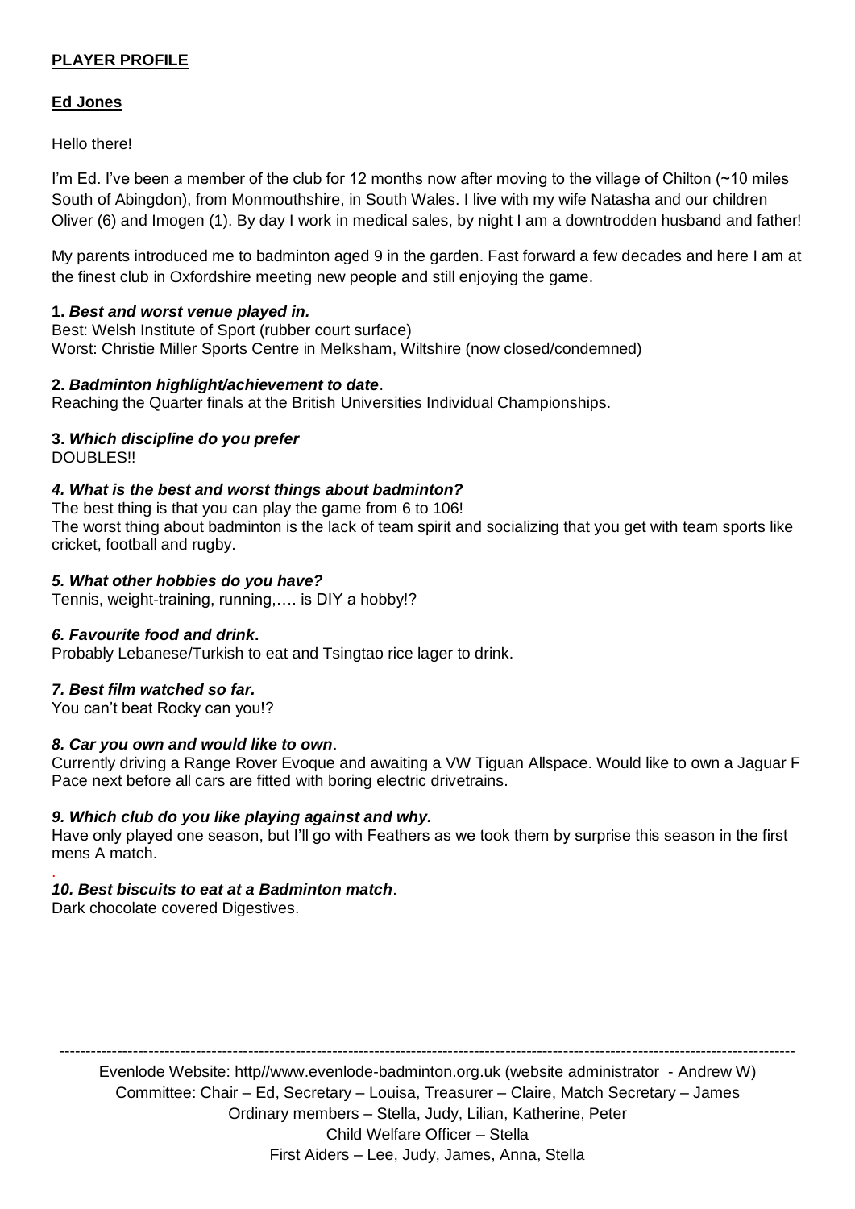**PLAYER PROFILE**

**Ed Jones**

Hello there!

I'm Ed. I've been a member of the club for 12 months now after moving to the village of Chilton (~10 miles South of Abingdon), from Monmouthshire, in South Wales. I live with my wife Natasha and our children Oliver (6) and Imogen (1). By day I work in medical sales, by night I am a downtrodden husband and father!

My parents introduced me to badminton aged 9 in the garden. Fast forward a few decades and here I am at the finest club in Oxfordshire meeting new people and still enjoying the game.

**1.** ***Best and worst venue played in.***
Best: Welsh Institute of Sport (rubber court surface)
Worst: Christie Miller Sports Centre in Melksham, Wiltshire (now closed/condemned)

**2.** ***Badminton highlight/achievement to date***.
Reaching the Quarter finals at the British Universities Individual Championships.

**3.** ***Which discipline do you prefer***
DOUBLES!!

***4. What is the best and worst things about badminton?***
The best thing is that you can play the game from 6 to 106!
The worst thing about badminton is the lack of team spirit and socializing that you get with team sports like cricket, football and rugby.

***5. What other hobbies do you have?***
Tennis, weight-training, running,…. is DIY a hobby!?

***6. Favourite food and drink*.**
Probably Lebanese/Turkish to eat and Tsingtao rice lager to drink.

***7. Best film watched so far.***
You can't beat Rocky can you!?

***8. Car you own and would like to own***.
Currently driving a Range Rover Evoque and awaiting a VW Tiguan Allspace. Would like to own a Jaguar F Pace next before all cars are fitted with boring electric drivetrains.

***9. Which club do you like playing against and why.***
Have only played one season, but I'll go with Feathers as we took them by surprise this season in the first mens A match.

***10. Best biscuits to eat at a Badminton match***.
Dark chocolate covered Digestives.

---

Evenlode Website: http//www.evenlode-badminton.org.uk (website administrator - Andrew W)
Committee: Chair – Ed, Secretary – Louisa, Treasurer – Claire, Match Secretary – James
Ordinary members – Stella, Judy, Lilian, Katherine, Peter
Child Welfare Officer – Stella
First Aiders – Lee, Judy, James, Anna, Stella